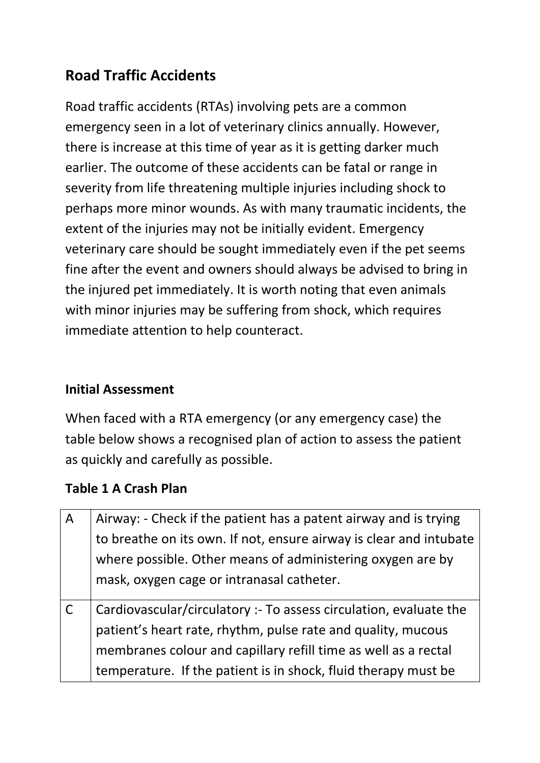## Road Traffic Accidents

Road traffic accidents (RTAs) involving pets are a common emergency seen in a lot of veterinary clinics annually. However, there is increase at this time of year as it is getting darker much earlier. The outcome of these accidents can be fatal or range in severity from life threatening multiple injuries including shock to perhaps more minor wounds. As with many traumatic incidents, the extent of the injuries may not be initially evident. Emergency veterinary care should be sought immediately even if the pet seems fine after the event and owners should always be advised to bring in the injured pet immediately. It is worth noting that even animals with minor injuries may be suffering from shock, which requires immediate attention to help counteract.

### Initial Assessment

When faced with a RTA emergency (or any emergency case) the table below shows a recognised plan of action to assess the patient as quickly and carefully as possible.

**Table 1 A Crash Plan**

| | |
|---|---|
| A | Airway: - Check if the patient has a patent airway and is trying to breathe on its own. If not, ensure airway is clear and intubate where possible. Other means of administering oxygen are by mask, oxygen cage or intranasal catheter. |
| C | Cardiovascular/circulatory :- To assess circulation, evaluate the patient's heart rate, rhythm, pulse rate and quality, mucous membranes colour and capillary refill time as well as a rectal temperature. If the patient is in shock, fluid therapy must be |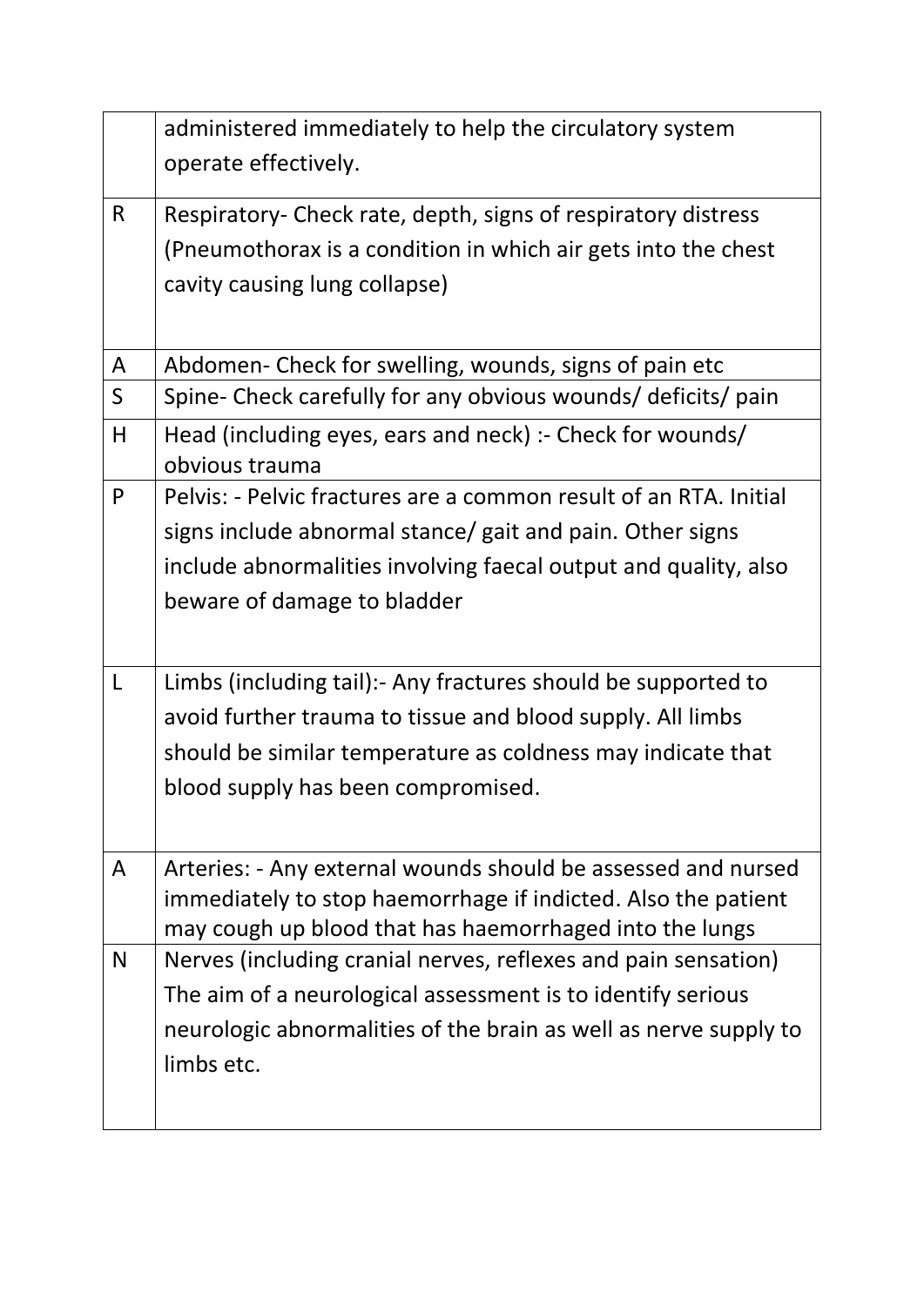| | |
|---|---|
| | administered immediately to help the circulatory system operate effectively. |
| R | Respiratory- Check rate, depth, signs of respiratory distress (Pneumothorax is a condition in which air gets into the chest cavity causing lung collapse) |
| A | Abdomen- Check for swelling, wounds, signs of pain etc |
| S | Spine- Check carefully for any obvious wounds/ deficits/ pain |
| H | Head (including eyes, ears and neck) :- Check for wounds/ obvious trauma |
| P | Pelvis: - Pelvic fractures are a common result of an RTA. Initial signs include abnormal stance/ gait and pain. Other signs include abnormalities involving faecal output and quality, also beware of damage to bladder |
| L | Limbs (including tail):- Any fractures should be supported to avoid further trauma to tissue and blood supply. All limbs should be similar temperature as coldness may indicate that blood supply has been compromised. |
| A | Arteries: - Any external wounds should be assessed and nursed immediately to stop haemorrhage if indicted. Also the patient may cough up blood that has haemorrhaged into the lungs |
| N | Nerves (including cranial nerves, reflexes and pain sensation) The aim of a neurological assessment is to identify serious neurologic abnormalities of the brain as well as nerve supply to limbs etc. |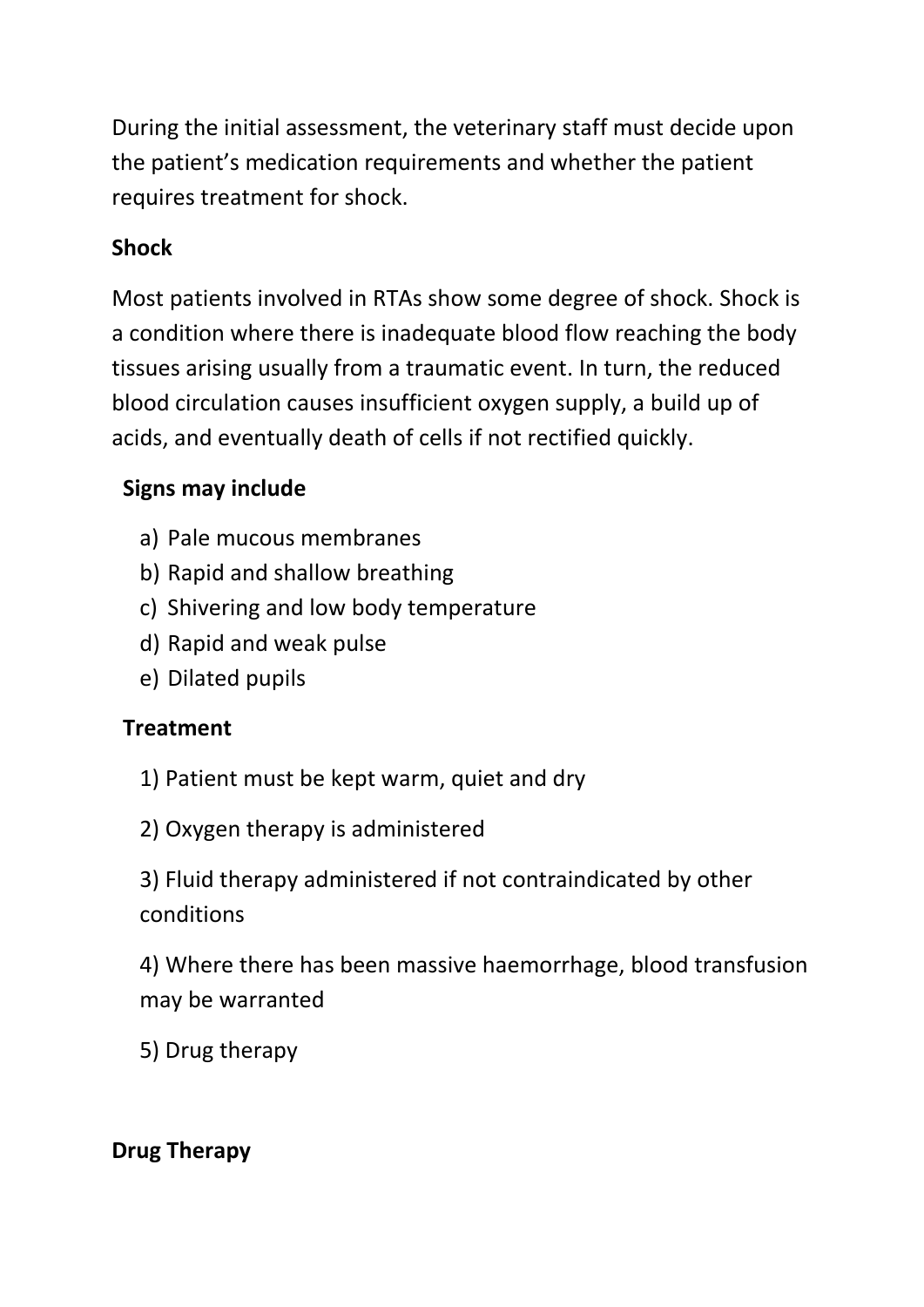During the initial assessment, the veterinary staff must decide upon the patient's medication requirements and whether the patient requires treatment for shock.

**Shock**

Most patients involved in RTAs show some degree of shock. Shock is a condition where there is inadequate blood flow reaching the body tissues arising usually from a traumatic event. In turn, the reduced blood circulation causes insufficient oxygen supply, a build up of acids, and eventually death of cells if not rectified quickly.

**Signs may include**

a) Pale mucous membranes
b) Rapid and shallow breathing
c) Shivering and low body temperature
d) Rapid and weak pulse
e) Dilated pupils

**Treatment**

1) Patient must be kept warm, quiet and dry

2) Oxygen therapy is administered

3) Fluid therapy administered if not contraindicated by other conditions

4) Where there has been massive haemorrhage, blood transfusion may be warranted

5) Drug therapy

**Drug Therapy**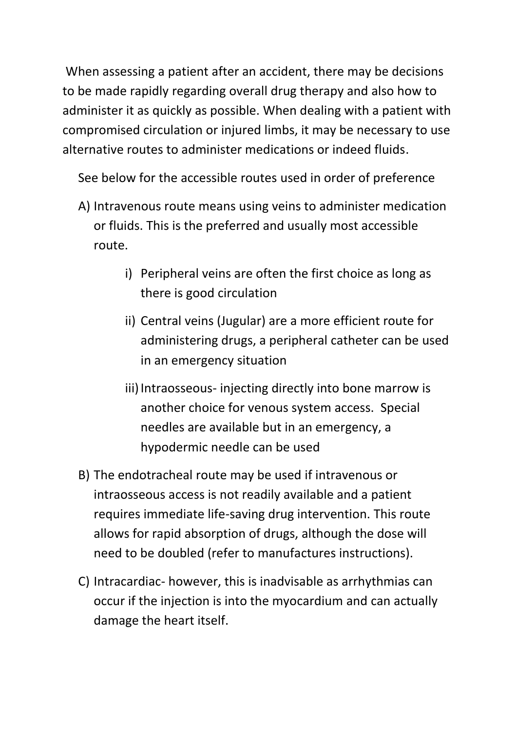When assessing a patient after an accident, there may be decisions to be made rapidly regarding overall drug therapy and also how to administer it as quickly as possible. When dealing with a patient with compromised circulation or injured limbs, it may be necessary to use alternative routes to administer medications or indeed fluids.

See below for the accessible routes used in order of preference

A) Intravenous route means using veins to administer medication or fluids. This is the preferred and usually most accessible route.

    i) Peripheral veins are often the first choice as long as there is good circulation

    ii) Central veins (Jugular) are a more efficient route for administering drugs, a peripheral catheter can be used in an emergency situation

    iii) Intraosseous- injecting directly into bone marrow is another choice for venous system access. Special needles are available but in an emergency, a hypodermic needle can be used

B) The endotracheal route may be used if intravenous or intraosseous access is not readily available and a patient requires immediate life-saving drug intervention. This route allows for rapid absorption of drugs, although the dose will need to be doubled (refer to manufactures instructions).

C) Intracardiac- however, this is inadvisable as arrhythmias can occur if the injection is into the myocardium and can actually damage the heart itself.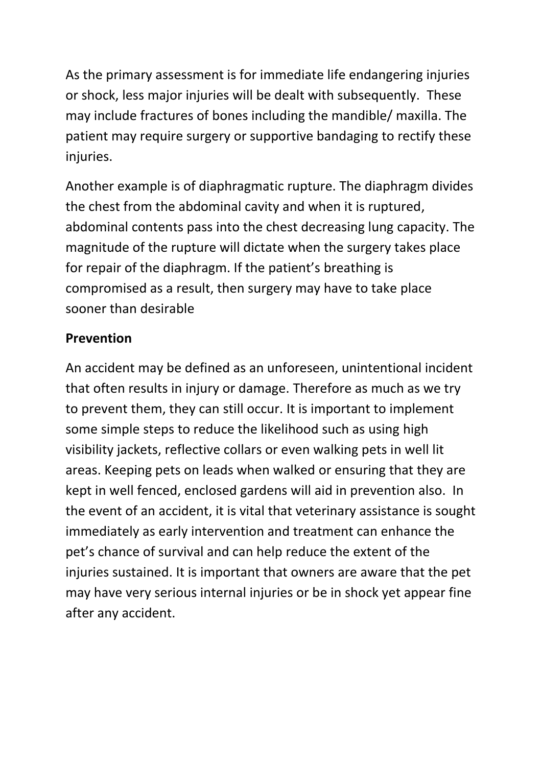As the primary assessment is for immediate life endangering injuries or shock, less major injuries will be dealt with subsequently. These may include fractures of bones including the mandible/ maxilla. The patient may require surgery or supportive bandaging to rectify these injuries.

Another example is of diaphragmatic rupture. The diaphragm divides the chest from the abdominal cavity and when it is ruptured, abdominal contents pass into the chest decreasing lung capacity. The magnitude of the rupture will dictate when the surgery takes place for repair of the diaphragm. If the patient's breathing is compromised as a result, then surgery may have to take place sooner than desirable

**Prevention**

An accident may be defined as an unforeseen, unintentional incident that often results in injury or damage. Therefore as much as we try to prevent them, they can still occur. It is important to implement some simple steps to reduce the likelihood such as using high visibility jackets, reflective collars or even walking pets in well lit areas. Keeping pets on leads when walked or ensuring that they are kept in well fenced, enclosed gardens will aid in prevention also. In the event of an accident, it is vital that veterinary assistance is sought immediately as early intervention and treatment can enhance the pet's chance of survival and can help reduce the extent of the injuries sustained. It is important that owners are aware that the pet may have very serious internal injuries or be in shock yet appear fine after any accident.